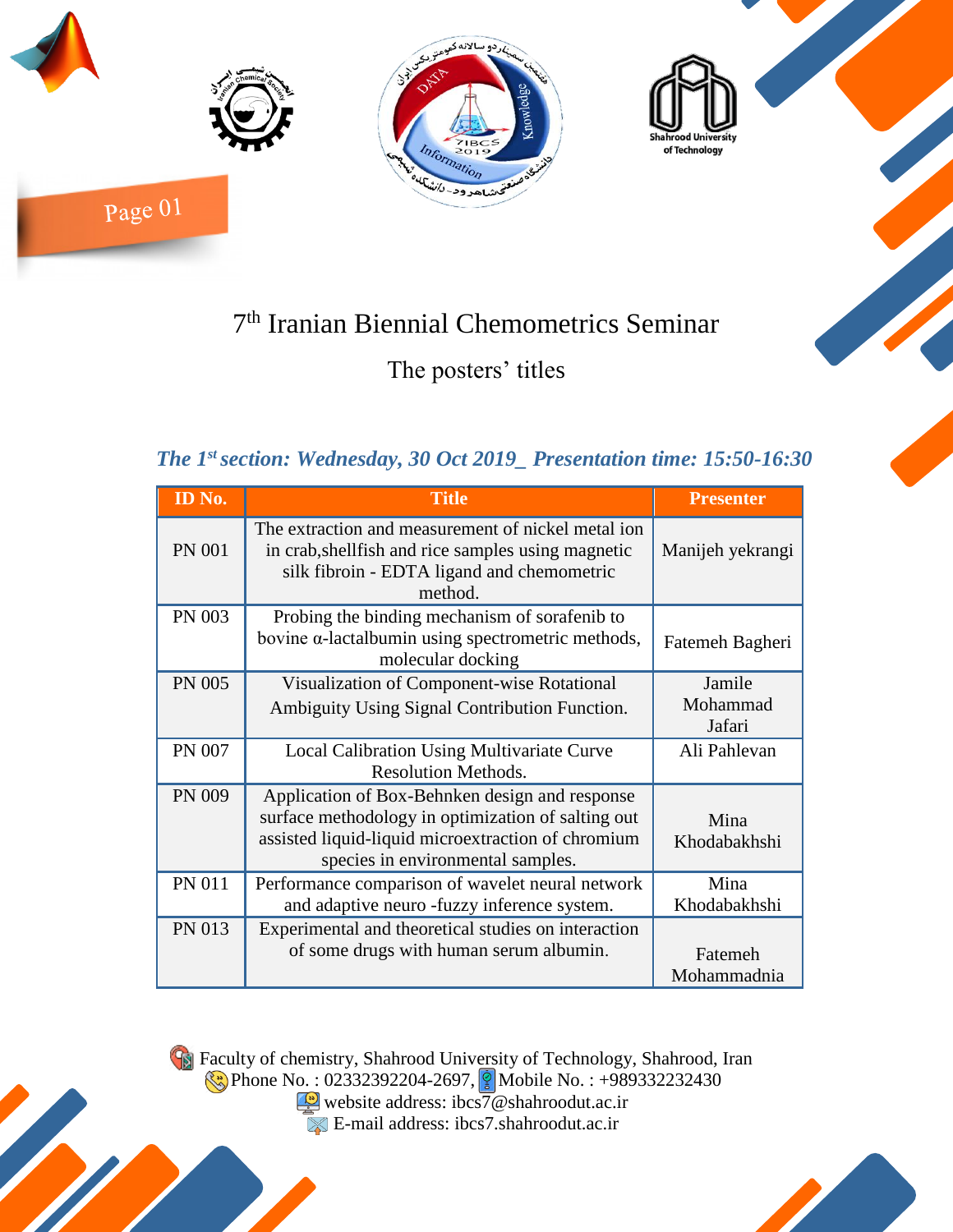# 7th Iranian Biennial Chemometrics Seminar

## The posters' titles

### *The 1st section: Wednesday, 30 Oct 2019_ Presentation time: 15:50-16:30*

| ID No. | Title | Presenter |
|---|---|---|
| PN 001 | The extraction and measurement of nickel metal ion in crab,shellfish and rice samples using magnetic silk fibroin - EDTA ligand and chemometric method. | Manijeh yekrangi |
| PN 003 | Probing the binding mechanism of sorafenib to bovine α-lactalbumin using spectrometric methods, molecular docking | Fatemeh Bagheri |
| PN 005 | Visualization of Component-wise Rotational Ambiguity Using Signal Contribution Function. | Jamile Mohammad Jafari |
| PN 007 | Local Calibration Using Multivariate Curve Resolution Methods. | Ali Pahlevan |
| PN 009 | Application of Box-Behnken design and response surface methodology in optimization of salting out assisted liquid-liquid microextraction of chromium species in environmental samples. | Mina Khodabakhshi |
| PN 011 | Performance comparison of wavelet neural network and adaptive neuro -fuzzy inference system. | Mina Khodabakhshi |
| PN 013 | Experimental and theoretical studies on interaction of some drugs with human serum albumin. | Fatemeh Mohammadnia |

Faculty of chemistry, Shahrood University of Technology, Shahrood, Iran
Phone No. : 02332392204-2697, Mobile No. : +989332232430
website address: ibcs7@shahroodut.ac.ir
E-mail address: ibcs7.shahroodut.ac.ir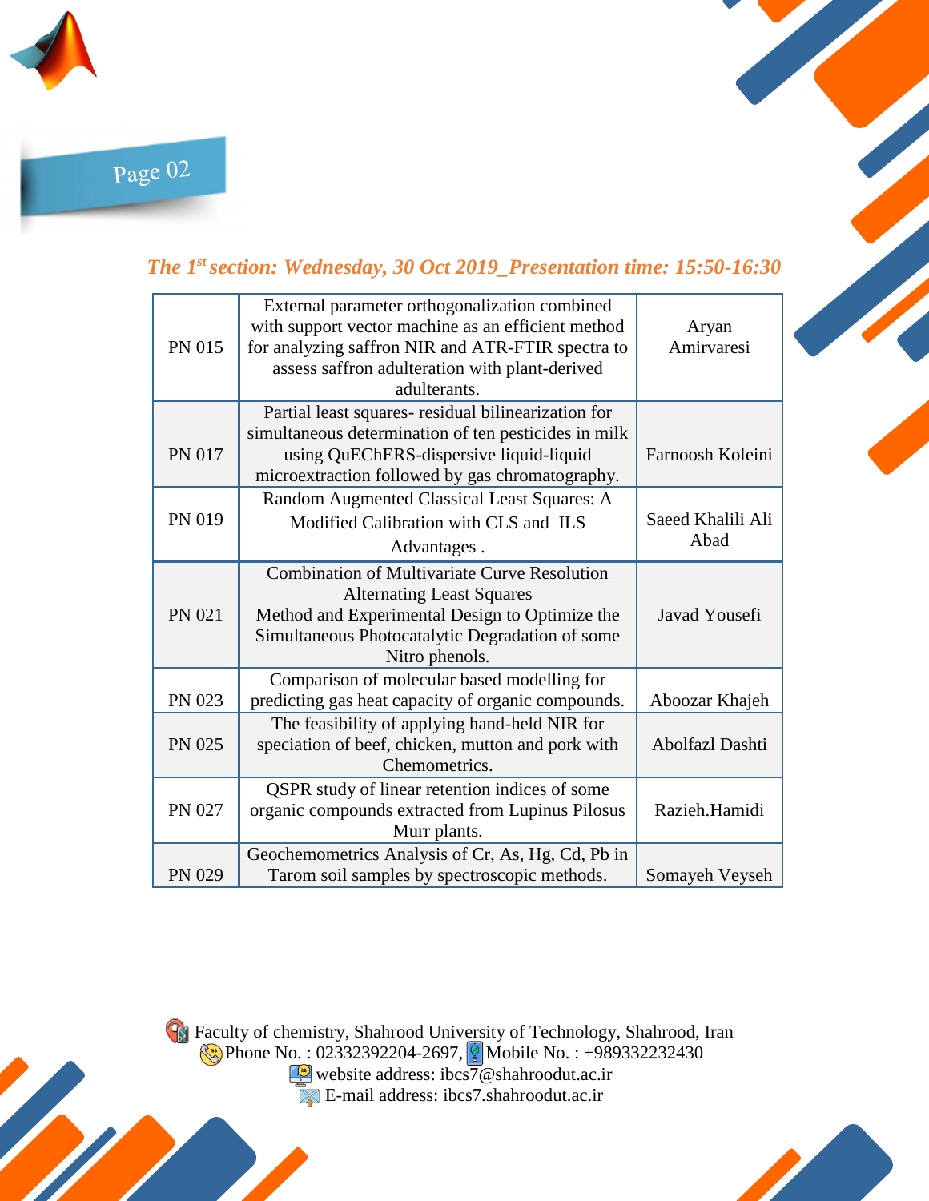*The 1st section: Wednesday, 30 Oct 2019_Presentation time: 15:50-16:30*

| | | |
|---|---|---|
| PN 015 | External parameter orthogonalization combined with support vector machine as an efficient method for analyzing saffron NIR and ATR-FTIR spectra to assess saffron adulteration with plant-derived adulterants. | Aryan Amirvaresi |
| PN 017 | Partial least squares- residual bilinearization for simultaneous determination of ten pesticides in milk using QuEChERS-dispersive liquid-liquid microextraction followed by gas chromatography. | Farnoosh Koleini |
| PN 019 | Random Augmented Classical Least Squares: A Modified Calibration with CLS and ILS Advantages . | Saeed Khalili Ali Abad |
| PN 021 | Combination of Multivariate Curve Resolution Alternating Least Squares Method and Experimental Design to Optimize the Simultaneous Photocatalytic Degradation of some Nitro phenols. | Javad Yousefi |
| PN 023 | Comparison of molecular based modelling for predicting gas heat capacity of organic compounds. | Aboozar Khajeh |
| PN 025 | The feasibility of applying hand-held NIR for speciation of beef, chicken, mutton and pork with Chemometrics. | Abolfazl Dashti |
| PN 027 | QSPR study of linear retention indices of some organic compounds extracted from Lupinus Pilosus Murr plants. | Razieh.Hamidi |
| PN 029 | Geochemometrics Analysis of Cr, As, Hg, Cd, Pb in Tarom soil samples by spectroscopic methods. | Somayeh Veyseh |

Faculty of chemistry, Shahrood University of Technology, Shahrood, Iran
Phone No. : 02332392204-2697, Mobile No. : +989332232430
website address: ibcs7@shahroodut.ac.ir
E-mail address: ibcs7.shahroodut.ac.ir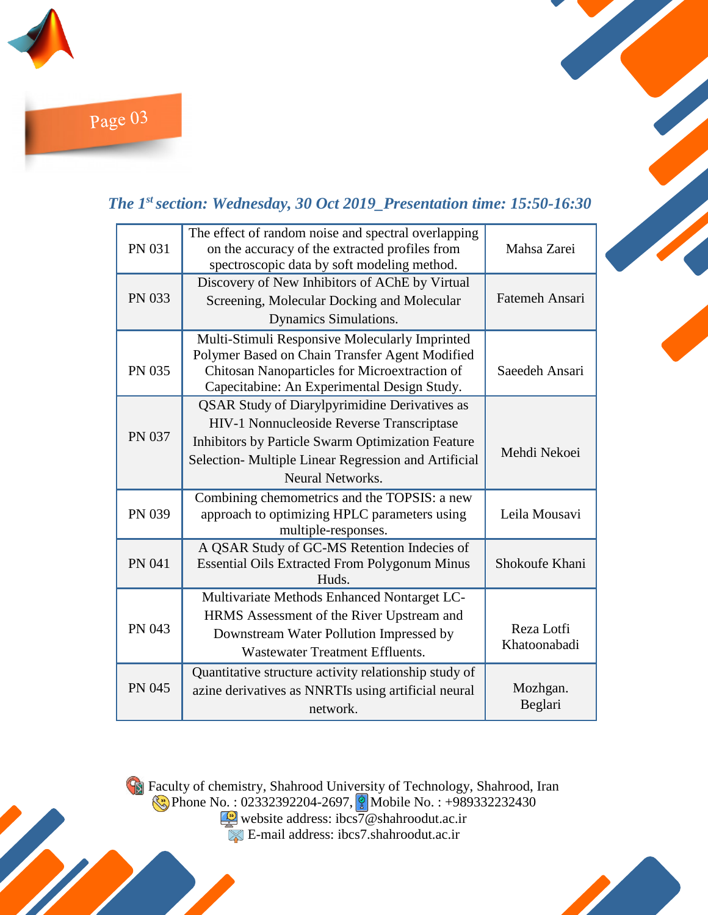*The 1st section: Wednesday, 30 Oct 2019_Presentation time: 15:50-16:30*

| | | |
|---|---|---|
| PN 031 | The effect of random noise and spectral overlapping on the accuracy of the extracted profiles from spectroscopic data by soft modeling method. | Mahsa Zarei |
| PN 033 | Discovery of New Inhibitors of AChE by Virtual Screening, Molecular Docking and Molecular Dynamics Simulations. | Fatemeh Ansari |
| PN 035 | Multi-Stimuli Responsive Molecularly Imprinted Polymer Based on Chain Transfer Agent Modified Chitosan Nanoparticles for Microextraction of Capecitabine: An Experimental Design Study. | Saeedeh Ansari |
| PN 037 | QSAR Study of Diarylpyrimidine Derivatives as HIV-1 Nonnucleoside Reverse Transcriptase Inhibitors by Particle Swarm Optimization Feature Selection- Multiple Linear Regression and Artificial Neural Networks. | Mehdi Nekoei |
| PN 039 | Combining chemometrics and the TOPSIS: a new approach to optimizing HPLC parameters using multiple-responses. | Leila Mousavi |
| PN 041 | A QSAR Study of GC-MS Retention Indecies of Essential Oils Extracted From Polygonum Minus Huds. | Shokoufe Khani |
| PN 043 | Multivariate Methods Enhanced Nontarget LC-HRMS Assessment of the River Upstream and Downstream Water Pollution Impressed by Wastewater Treatment Effluents. | Reza Lotfi Khatoonabadi |
| PN 045 | Quantitative structure activity relationship study of azine derivatives as NNRTIs using artificial neural network. | Mozhgan. Beglari |

Faculty of chemistry, Shahrood University of Technology, Shahrood, Iran
Phone No. : 02332392204-2697, Mobile No. : +989332232430
website address: ibcs7@shahroodut.ac.ir
E-mail address: ibcs7.shahroodut.ac.ir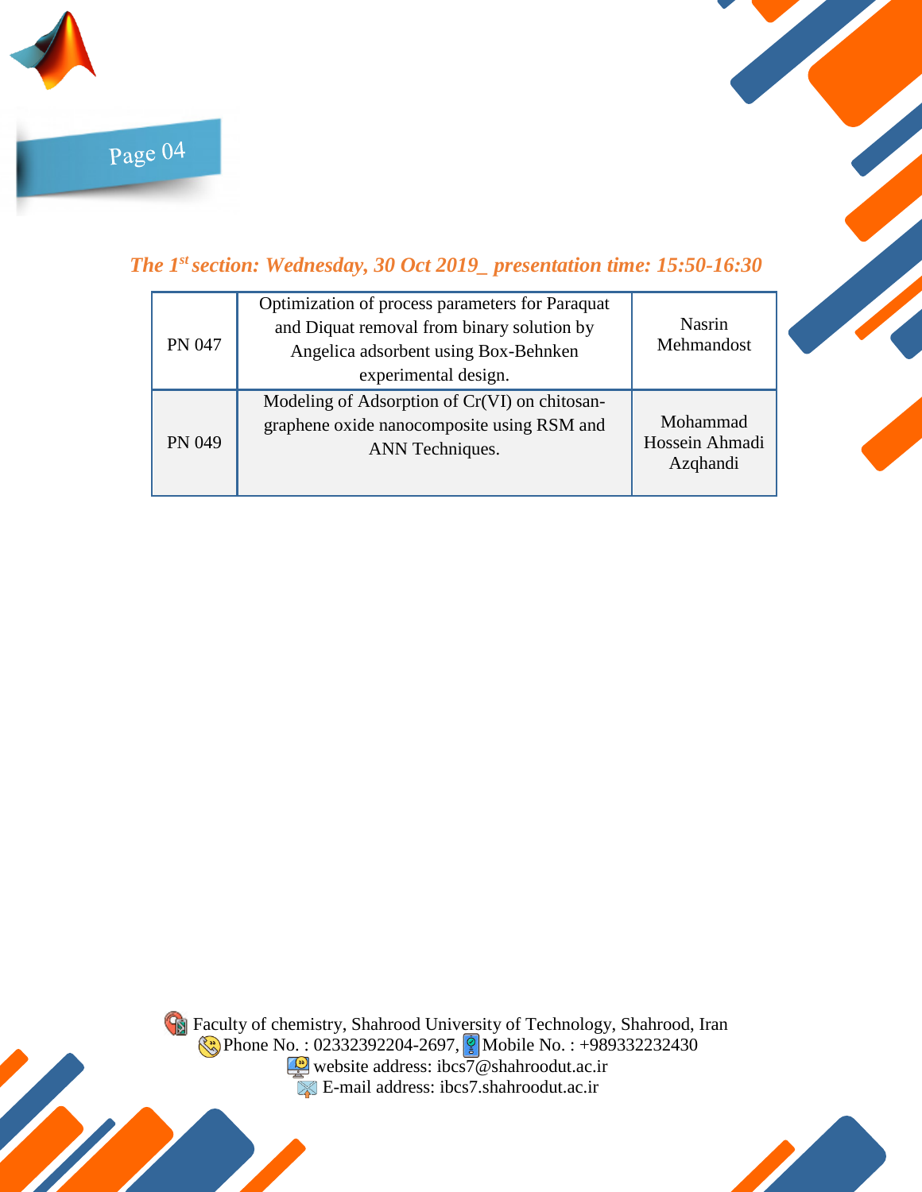*The 1st section: Wednesday, 30 Oct 2019_ presentation time: 15:50-16:30*

| | | |
|---|---|---|
| PN 047 | Optimization of process parameters for Paraquat and Diquat removal from binary solution by Angelica adsorbent using Box-Behnken experimental design. | Nasrin Mehmandost |
| PN 049 | Modeling of Adsorption of Cr(VI) on chitosan-graphene oxide nanocomposite using RSM and ANN Techniques. | Mohammad Hossein Ahmadi Azqhandi |

Faculty of chemistry, Shahrood University of Technology, Shahrood, Iran
Phone No. : 02332392204-2697, Mobile No. : +989332232430
website address: ibcs7@shahroodut.ac.ir
E-mail address: ibcs7.shahroodut.ac.ir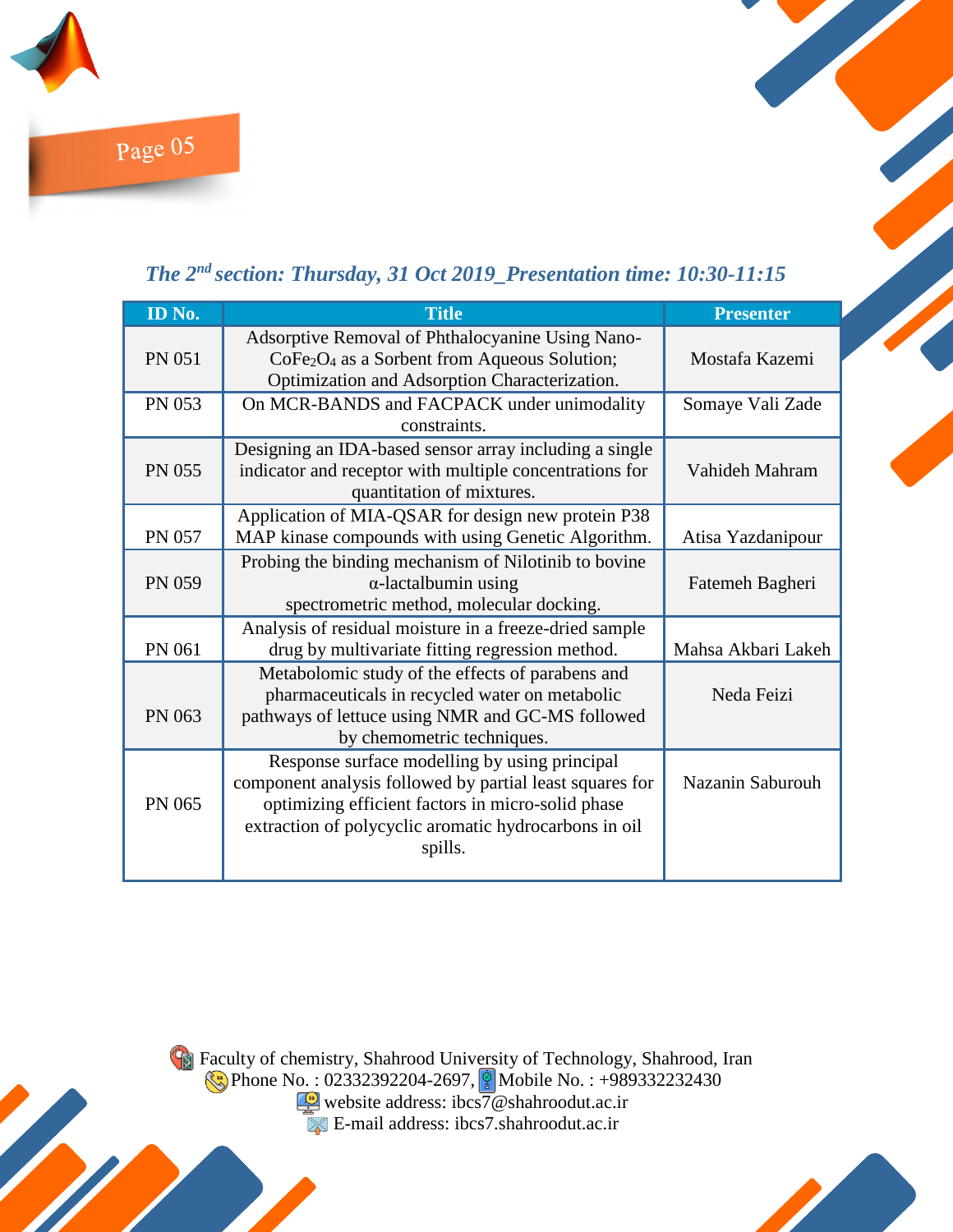*The 2nd section: Thursday, 31 Oct 2019_Presentation time: 10:30-11:15*

| ID No. | Title | Presenter |
|---|---|---|
| PN 051 | Adsorptive Removal of Phthalocyanine Using Nano-$CoFe_2O_4$ as a Sorbent from Aqueous Solution; Optimization and Adsorption Characterization. | Mostafa Kazemi |
| PN 053 | On MCR-BANDS and FACPACK under unimodality constraints. | Somaye Vali Zade |
| PN 055 | Designing an IDA-based sensor array including a single indicator and receptor with multiple concentrations for quantitation of mixtures. | Vahideh Mahram |
| PN 057 | Application of MIA-QSAR for design new protein P38 MAP kinase compounds with using Genetic Algorithm. | Atisa Yazdanipour |
| PN 059 | Probing the binding mechanism of Nilotinib to bovine α-lactalbumin using spectrometric method, molecular docking. | Fatemeh Bagheri |
| PN 061 | Analysis of residual moisture in a freeze-dried sample drug by multivariate fitting regression method. | Mahsa Akbari Lakeh |
| PN 063 | Metabolomic study of the effects of parabens and pharmaceuticals in recycled water on metabolic pathways of lettuce using NMR and GC-MS followed by chemometric techniques. | Neda Feizi |
| PN 065 | Response surface modelling by using principal component analysis followed by partial least squares for optimizing efficient factors in micro-solid phase extraction of polycyclic aromatic hydrocarbons in oil spills. | Nazanin Saburouh |

Faculty of chemistry, Shahrood University of Technology, Shahrood, Iran
Phone No. : 02332392204-2697, Mobile No. : +989332232430
website address: ibcs7@shahroodut.ac.ir
E-mail address: ibcs7.shahroodut.ac.ir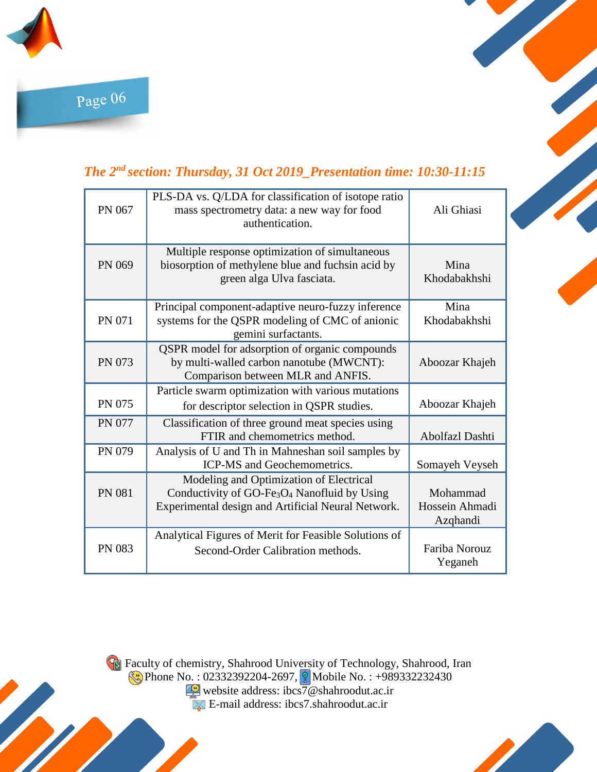*The 2nd section: Thursday, 31 Oct 2019_Presentation time: 10:30-11:15*

| | | |
|---|---|---|
| PN 067 | PLS-DA vs. Q/LDA for classification of isotope ratio mass spectrometry data: a new way for food authentication. | Ali Ghiasi |
| PN 069 | Multiple response optimization of simultaneous biosorption of methylene blue and fuchsin acid by green alga Ulva fasciata. | Mina Khodabakhshi |
| PN 071 | Principal component-adaptive neuro-fuzzy inference systems for the QSPR modeling of CMC of anionic gemini surfactants. | Mina Khodabakhshi |
| PN 073 | QSPR model for adsorption of organic compounds by multi-walled carbon nanotube (MWCNT): Comparison between MLR and ANFIS. | Aboozar Khajeh |
| PN 075 | Particle swarm optimization with various mutations for descriptor selection in QSPR studies. | Aboozar Khajeh |
| PN 077 | Classification of three ground meat species using FTIR and chemometrics method. | Abolfazl Dashti |
| PN 079 | Analysis of U and Th in Mahneshan soil samples by ICP-MS and Geochemometrics. | Somayeh Veyseh |
| PN 081 | Modeling and Optimization of Electrical Conductivity of GO-$Fe_3O_4$ Nanofluid by Using Experimental design and Artificial Neural Network. | Mohammad Hossein Ahmadi Azqhandi |
| PN 083 | Analytical Figures of Merit for Feasible Solutions of Second-Order Calibration methods. | Fariba Norouz Yeganeh |

Faculty of chemistry, Shahrood University of Technology, Shahrood, Iran
Phone No. : 02332392204-2697, Mobile No. : +989332232430
website address: ibcs7@shahroodut.ac.ir
E-mail address: ibcs7.shahroodut.ac.ir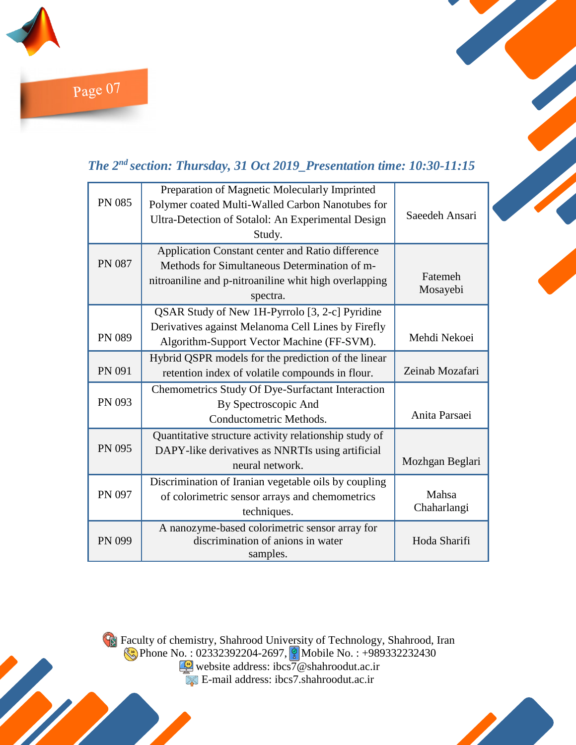*The 2nd section: Thursday, 31 Oct 2019_Presentation time: 10:30-11:15*

| | | |
|---|---|---|
| PN 085 | Preparation of Magnetic Molecularly Imprinted Polymer coated Multi-Walled Carbon Nanotubes for Ultra-Detection of Sotalol: An Experimental Design Study. | Saeedeh Ansari |
| PN 087 | Application Constant center and Ratio difference Methods for Simultaneous Determination of m-nitroaniline and p-nitroaniline whit high overlapping spectra. | Fatemeh Mosayebi |
| PN 089 | QSAR Study of New 1H-Pyrrolo [3, 2-c] Pyridine Derivatives against Melanoma Cell Lines by Firefly Algorithm-Support Vector Machine (FF-SVM). | Mehdi Nekoei |
| PN 091 | Hybrid QSPR models for the prediction of the linear retention index of volatile compounds in flour. | Zeinab Mozafari |
| PN 093 | Chemometrics Study Of Dye-Surfactant Interaction By Spectroscopic And Conductometric Methods. | Anita Parsaei |
| PN 095 | Quantitative structure activity relationship study of DAPY-like derivatives as NNRTIs using artificial neural network. | Mozhgan Beglari |
| PN 097 | Discrimination of Iranian vegetable oils by coupling of colorimetric sensor arrays and chemometrics techniques. | Mahsa Chaharlangi |
| PN 099 | A nanozyme-based colorimetric sensor array for discrimination of anions in water samples. | Hoda Sharifi |

Faculty of chemistry, Shahrood University of Technology, Shahrood, Iran
Phone No. : 02332392204-2697, Mobile No. : +989332232430
website address: ibcs7@shahroodut.ac.ir
E-mail address: ibcs7.shahroodut.ac.ir